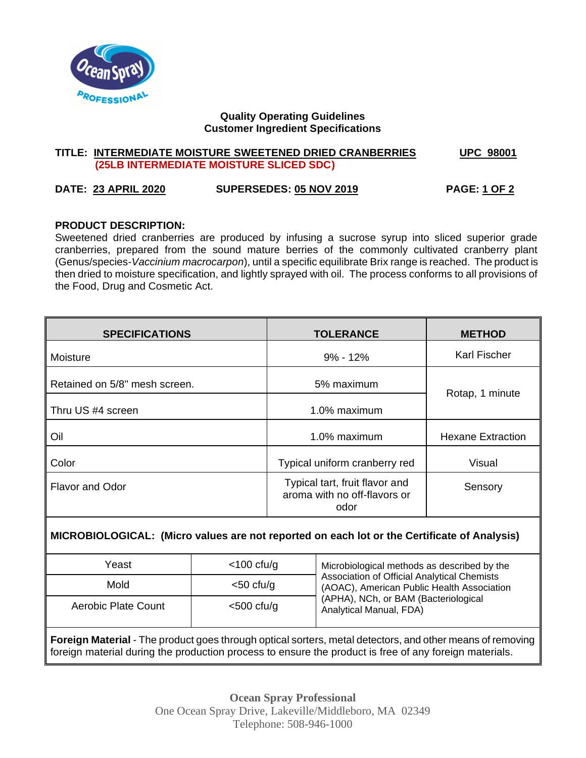**Quality Operating Guidelines**
**Customer Ingredient Specifications**

**TITLE: INTERMEDIATE MOISTURE SWEETENED DRIED CRANBERRIES (25LB INTERMEDIATE MOISTURE SLICED SDC)** **UPC 98001**

**DATE: 23 APRIL 2020** **SUPERSEDES: 05 NOV 2019** **PAGE: 1 OF 2**

**PRODUCT DESCRIPTION:**
Sweetened dried cranberries are produced by infusing a sucrose syrup into sliced superior grade cranberries, prepared from the sound mature berries of the commonly cultivated cranberry plant (Genus/species-*Vaccinium macrocarpon*), until a specific equilibrate Brix range is reached. The product is then dried to moisture specification, and lightly sprayed with oil. The process conforms to all provisions of the Food, Drug and Cosmetic Act.

| SPECIFICATIONS | TOLERANCE | METHOD |
|---|---|---|
| Moisture | 9% - 12% | Karl Fischer |
| Retained on 5/8" mesh screen. | 5% maximum | Rotap, 1 minute |
| Thru US #4 screen | 1.0% maximum | |
| Oil | 1.0% maximum | Hexane Extraction |
| Color | Typical uniform cranberry red | Visual |
| Flavor and Odor | Typical tart, fruit flavor and aroma with no off-flavors or odor | Sensory |

**MICROBIOLOGICAL: (Micro values are not reported on each lot or the Certificate of Analysis)**

| | | |
|---|---|---|
| Yeast | <100 cfu/g | Microbiological methods as described by the Association of Official Analytical Chemists (AOAC), American Public Health Association (APHA), NCh, or BAM (Bacteriological Analytical Manual, FDA) |
| Mold | <50 cfu/g | |
| Aerobic Plate Count | <500 cfu/g | |

**Foreign Material** - The product goes through optical sorters, metal detectors, and other means of removing foreign material during the production process to ensure the product is free of any foreign materials.

**Ocean Spray Professional**
One Ocean Spray Drive, Lakeville/Middleboro, MA 02349
Telephone: 508-946-1000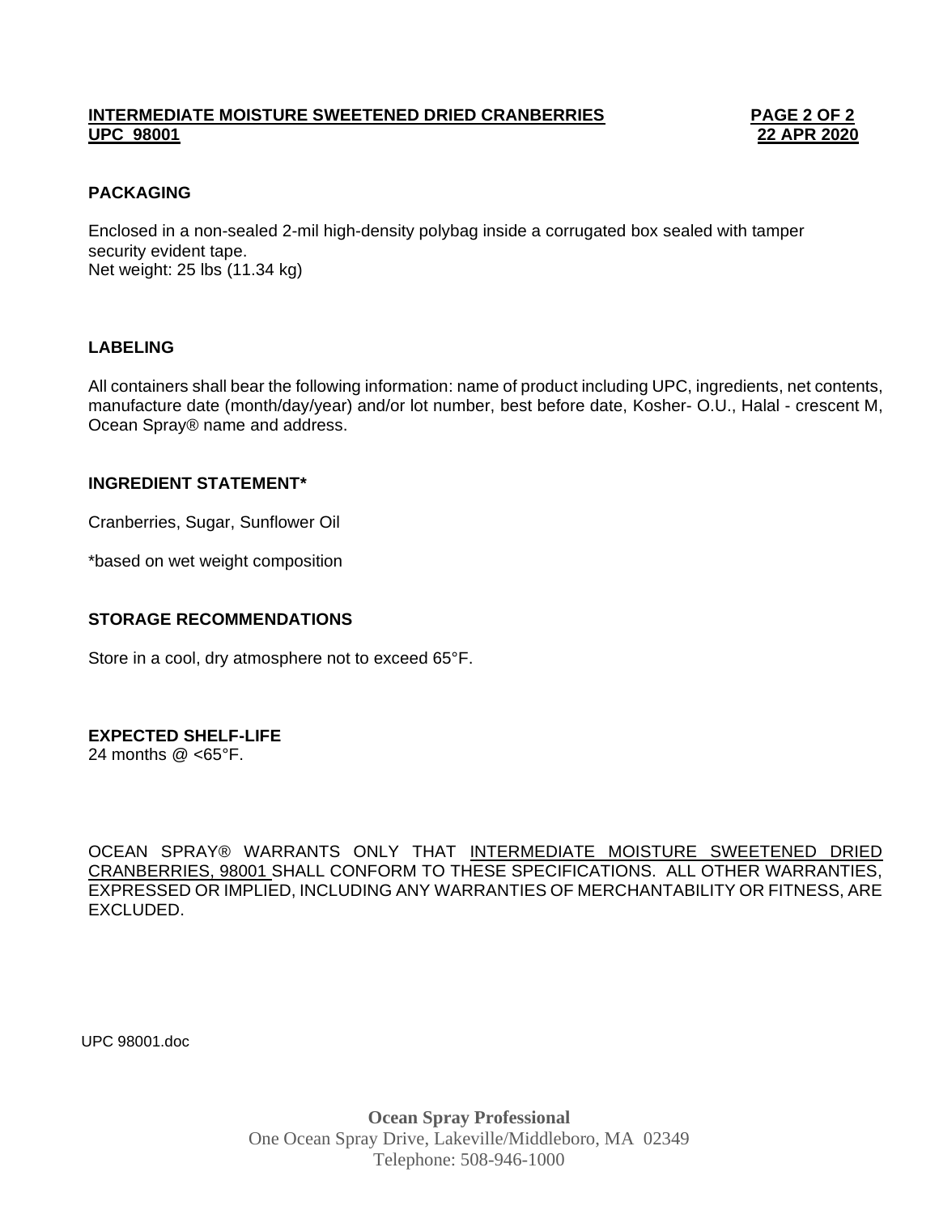## PACKAGING

Enclosed in a non-sealed 2-mil high-density polybag inside a corrugated box sealed with tamper security evident tape.
Net weight: 25 lbs (11.34 kg)

## LABELING

All containers shall bear the following information: name of product including UPC, ingredients, net contents, manufacture date (month/day/year) and/or lot number, best before date, Kosher- O.U., Halal - crescent M, Ocean Spray® name and address.

## INGREDIENT STATEMENT*

Cranberries, Sugar, Sunflower Oil

*based on wet weight composition

## STORAGE RECOMMENDATIONS

Store in a cool, dry atmosphere not to exceed 65°F.

## EXPECTED SHELF-LIFE

24 months @ <65°F.

OCEAN SPRAY® WARRANTS ONLY THAT INTERMEDIATE MOISTURE SWEETENED DRIED CRANBERRIES, 98001 SHALL CONFORM TO THESE SPECIFICATIONS. ALL OTHER WARRANTIES, EXPRESSED OR IMPLIED, INCLUDING ANY WARRANTIES OF MERCHANTABILITY OR FITNESS, ARE EXCLUDED.

UPC 98001.doc

**Ocean Spray Professional**
One Ocean Spray Drive, Lakeville/Middleboro, MA 02349
Telephone: 508-946-1000